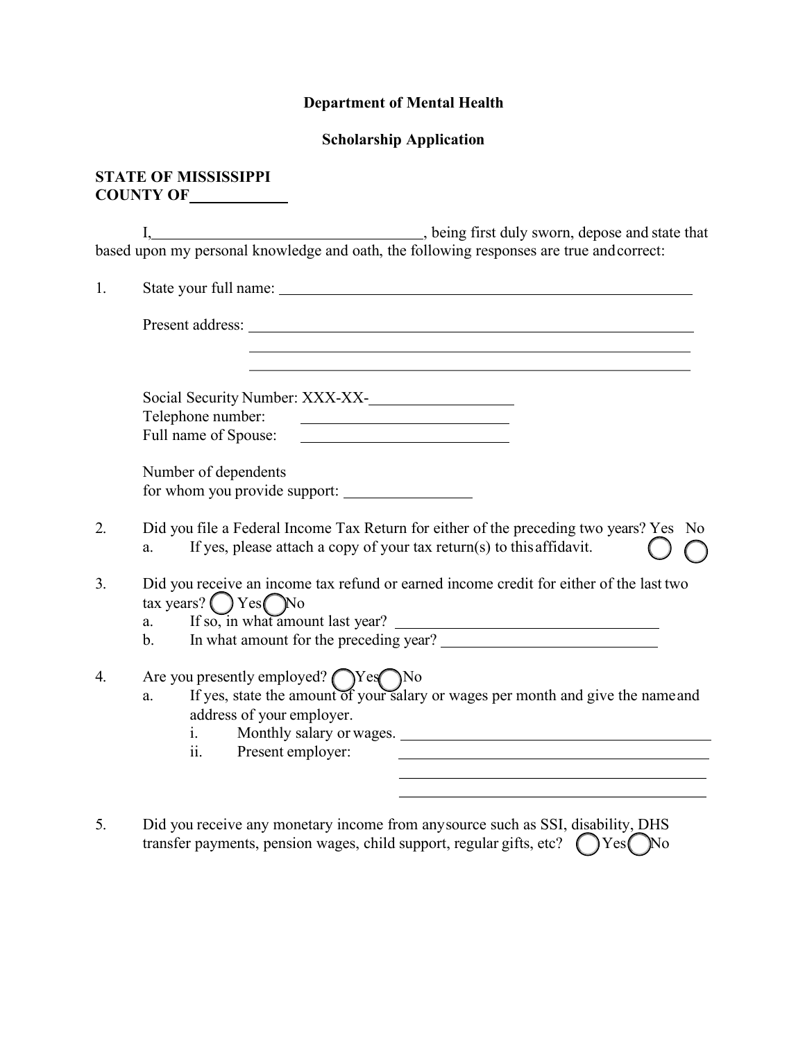**Department of Mental Health**

**Scholarship Application**

**STATE OF MISSISSIPPI**
**COUNTY OF**\_\_\_\_\_\_\_\_\_\_\_\_

I,\_\_\_\_\_\_\_\_\_\_\_\_\_\_\_\_\_\_\_\_\_\_\_\_\_\_\_\_\_\_\_\_\_\_\_, being first duly sworn, depose and state that based upon my personal knowledge and oath, the following responses are true and correct:

1. State your full name: \_\_\_\_\_\_\_\_\_\_\_\_\_\_\_\_\_\_\_\_\_\_\_\_\_\_\_\_\_\_\_\_\_\_\_\_\_\_\_\_\_\_\_\_\_\_\_\_

   Present address: \_\_\_\_\_\_\_\_\_\_\_\_\_\_\_\_\_\_\_\_\_\_\_\_\_\_\_\_\_\_\_\_\_\_\_\_\_\_\_\_\_\_\_\_\_\_\_\_\_\_\_\_
   \_\_\_\_\_\_\_\_\_\_\_\_\_\_\_\_\_\_\_\_\_\_\_\_\_\_\_\_\_\_\_\_\_\_\_\_\_\_\_\_\_\_\_\_\_\_\_\_\_\_\_\_
   \_\_\_\_\_\_\_\_\_\_\_\_\_\_\_\_\_\_\_\_\_\_\_\_\_\_\_\_\_\_\_\_\_\_\_\_\_\_\_\_\_\_\_\_\_\_\_\_\_\_\_\_

   Social Security Number: XXX-XX-\_\_\_\_\_\_\_\_\_\_\_\_\_\_\_\_
   Telephone number: \_\_\_\_\_\_\_\_\_\_\_\_\_\_\_\_\_\_\_\_\_\_\_\_\_
   Full name of Spouse: \_\_\_\_\_\_\_\_\_\_\_\_\_\_\_\_\_\_\_\_\_\_\_\_\_

   Number of dependents
   for whom you provide support: \_\_\_\_\_\_\_\_\_\_\_\_\_\_\_

2. Did you file a Federal Income Tax Return for either of the preceding two years? ◯ Yes ◯ No
   a. If yes, please attach a copy of your tax return(s) to this affidavit.

3. Did you receive an income tax refund or earned income credit for either of the last two tax years? ◯ Yes ◯ No
   a. If so, in what amount last year? \_\_\_\_\_\_\_\_\_\_\_\_\_\_\_\_\_\_\_\_\_\_\_\_\_\_\_\_\_\_
   b. In what amount for the preceding year? \_\_\_\_\_\_\_\_\_\_\_\_\_\_\_\_\_\_\_\_\_\_\_\_\_\_

4. Are you presently employed? ◯ Yes ◯ No
   a. If yes, state the amount of your salary or wages per month and give the name and address of your employer.
      i. Monthly salary or wages. \_\_\_\_\_\_\_\_\_\_\_\_\_\_\_\_\_\_\_\_\_\_\_\_\_\_\_\_\_\_\_\_\_\_\_\_
      ii. Present employer: \_\_\_\_\_\_\_\_\_\_\_\_\_\_\_\_\_\_\_\_\_\_\_\_\_\_\_\_\_\_\_\_\_\_\_\_
      \_\_\_\_\_\_\_\_\_\_\_\_\_\_\_\_\_\_\_\_\_\_\_\_\_\_\_\_\_\_\_\_\_\_\_\_
      \_\_\_\_\_\_\_\_\_\_\_\_\_\_\_\_\_\_\_\_\_\_\_\_\_\_\_\_\_\_\_\_\_\_\_\_

5. Did you receive any monetary income from any source such as SSI, disability, DHS transfer payments, pension wages, child support, regular gifts, etc? ◯ Yes ◯ No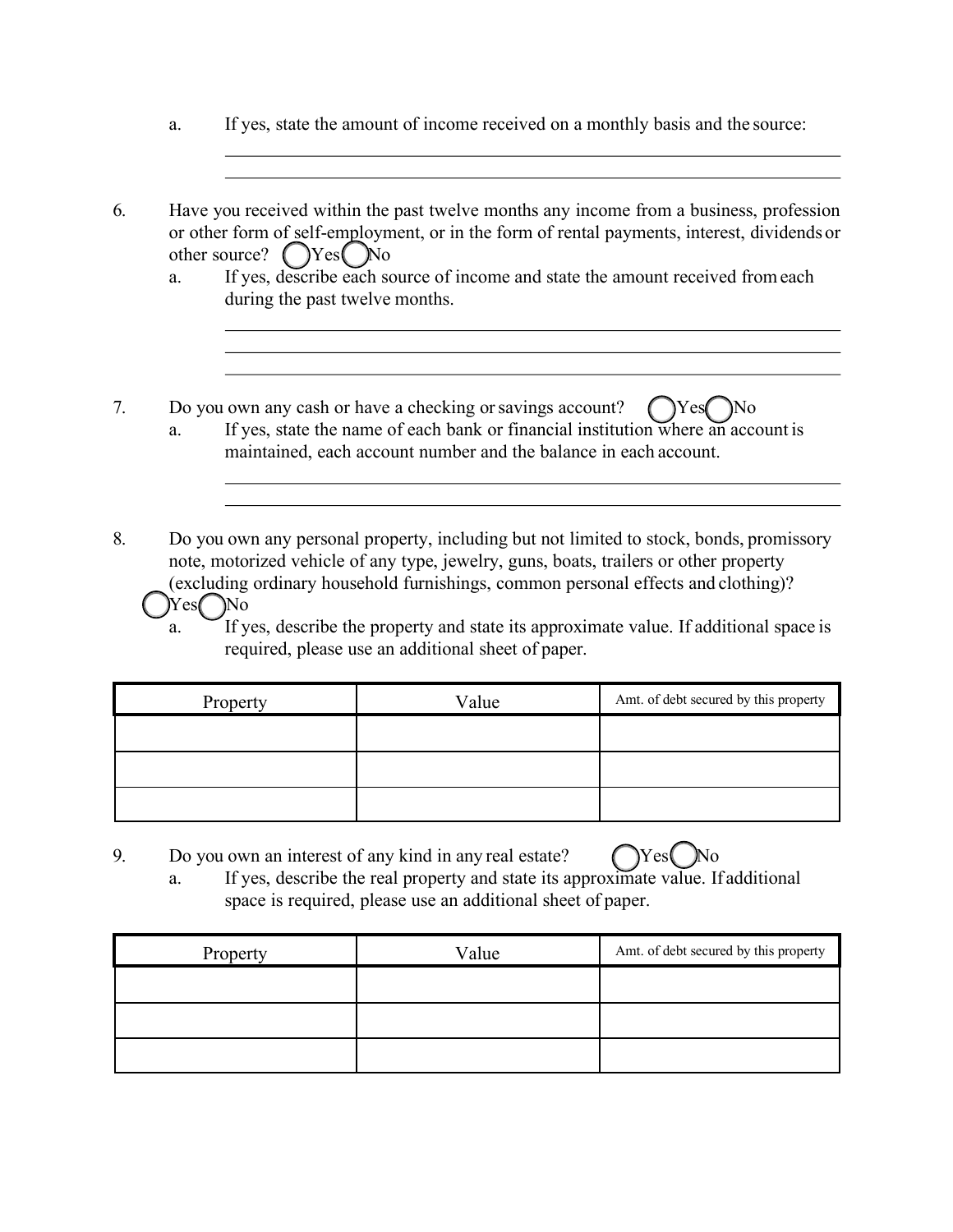a. If yes, state the amount of income received on a monthly basis and the source:

\_\_\_\_\_\_\_\_\_\_\_\_\_\_\_\_\_\_\_\_\_\_\_\_\_\_\_\_\_\_\_\_\_\_\_\_\_\_\_\_\_\_\_\_\_\_\_\_\_\_\_\_\_\_\_\_\_\_\_\_

\_\_\_\_\_\_\_\_\_\_\_\_\_\_\_\_\_\_\_\_\_\_\_\_\_\_\_\_\_\_\_\_\_\_\_\_\_\_\_\_\_\_\_\_\_\_\_\_\_\_\_\_\_\_\_\_\_\_\_\_

6. Have you received within the past twelve months any income from a business, profession or other form of self-employment, or in the form of rental payments, interest, dividends or other source? ◯ Yes ◯ No
   a. If yes, describe each source of income and state the amount received from each during the past twelve months.

\_\_\_\_\_\_\_\_\_\_\_\_\_\_\_\_\_\_\_\_\_\_\_\_\_\_\_\_\_\_\_\_\_\_\_\_\_\_\_\_\_\_\_\_\_\_\_\_\_\_\_\_\_\_\_\_\_\_\_\_

\_\_\_\_\_\_\_\_\_\_\_\_\_\_\_\_\_\_\_\_\_\_\_\_\_\_\_\_\_\_\_\_\_\_\_\_\_\_\_\_\_\_\_\_\_\_\_\_\_\_\_\_\_\_\_\_\_\_\_\_

\_\_\_\_\_\_\_\_\_\_\_\_\_\_\_\_\_\_\_\_\_\_\_\_\_\_\_\_\_\_\_\_\_\_\_\_\_\_\_\_\_\_\_\_\_\_\_\_\_\_\_\_\_\_\_\_\_\_\_\_

7. Do you own any cash or have a checking or savings account? ◯ Yes ◯ No
   a. If yes, state the name of each bank or financial institution where an account is maintained, each account number and the balance in each account.

\_\_\_\_\_\_\_\_\_\_\_\_\_\_\_\_\_\_\_\_\_\_\_\_\_\_\_\_\_\_\_\_\_\_\_\_\_\_\_\_\_\_\_\_\_\_\_\_\_\_\_\_\_\_\_\_\_\_\_\_

\_\_\_\_\_\_\_\_\_\_\_\_\_\_\_\_\_\_\_\_\_\_\_\_\_\_\_\_\_\_\_\_\_\_\_\_\_\_\_\_\_\_\_\_\_\_\_\_\_\_\_\_\_\_\_\_\_\_\_\_

8. Do you own any personal property, including but not limited to stock, bonds, promissory note, motorized vehicle of any type, jewelry, guns, boats, trailers or other property (excluding ordinary household furnishings, common personal effects and clothing)? ◯ Yes ◯ No
   a. If yes, describe the property and state its approximate value. If additional space is required, please use an additional sheet of paper.

| Property | Value | Amt. of debt secured by this property |
|---|---|---|
| | | |
| | | |
| | | |

9. Do you own an interest of any kind in any real estate? ◯ Yes ◯ No
   a. If yes, describe the real property and state its approximate value. If additional space is required, please use an additional sheet of paper.

| Property | Value | Amt. of debt secured by this property |
|---|---|---|
| | | |
| | | |
| | | |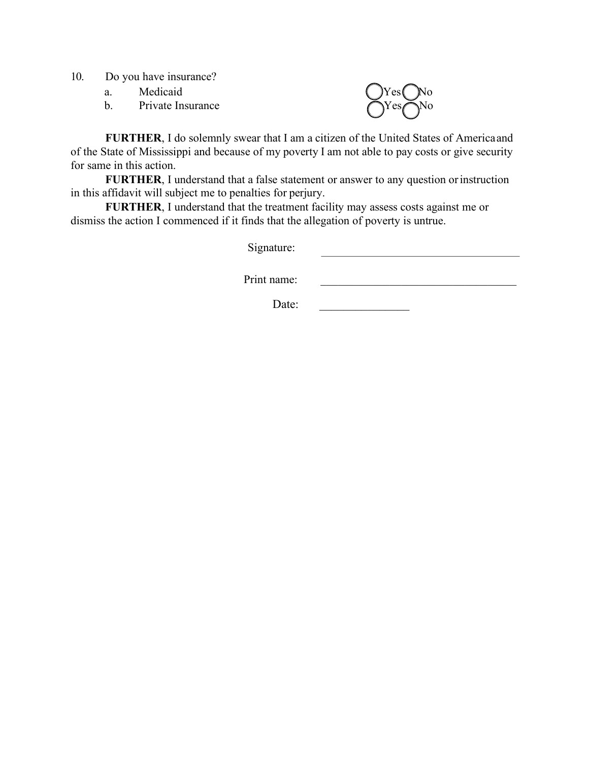10. Do you have insurance?

   a. Medicaid ◯ Yes ◯ No

   b. Private Insurance ◯ Yes ◯ No

**FURTHER**, I do solemnly swear that I am a citizen of the United States of America and of the State of Mississippi and because of my poverty I am not able to pay costs or give security for same in this action.

**FURTHER**, I understand that a false statement or answer to any question or instruction in this affidavit will subject me to penalties for perjury.

**FURTHER**, I understand that the treatment facility may assess costs against me or dismiss the action I commenced if it finds that the allegation of poverty is untrue.

Signature: ___________________________________

Print name: ___________________________________

Date: _______________